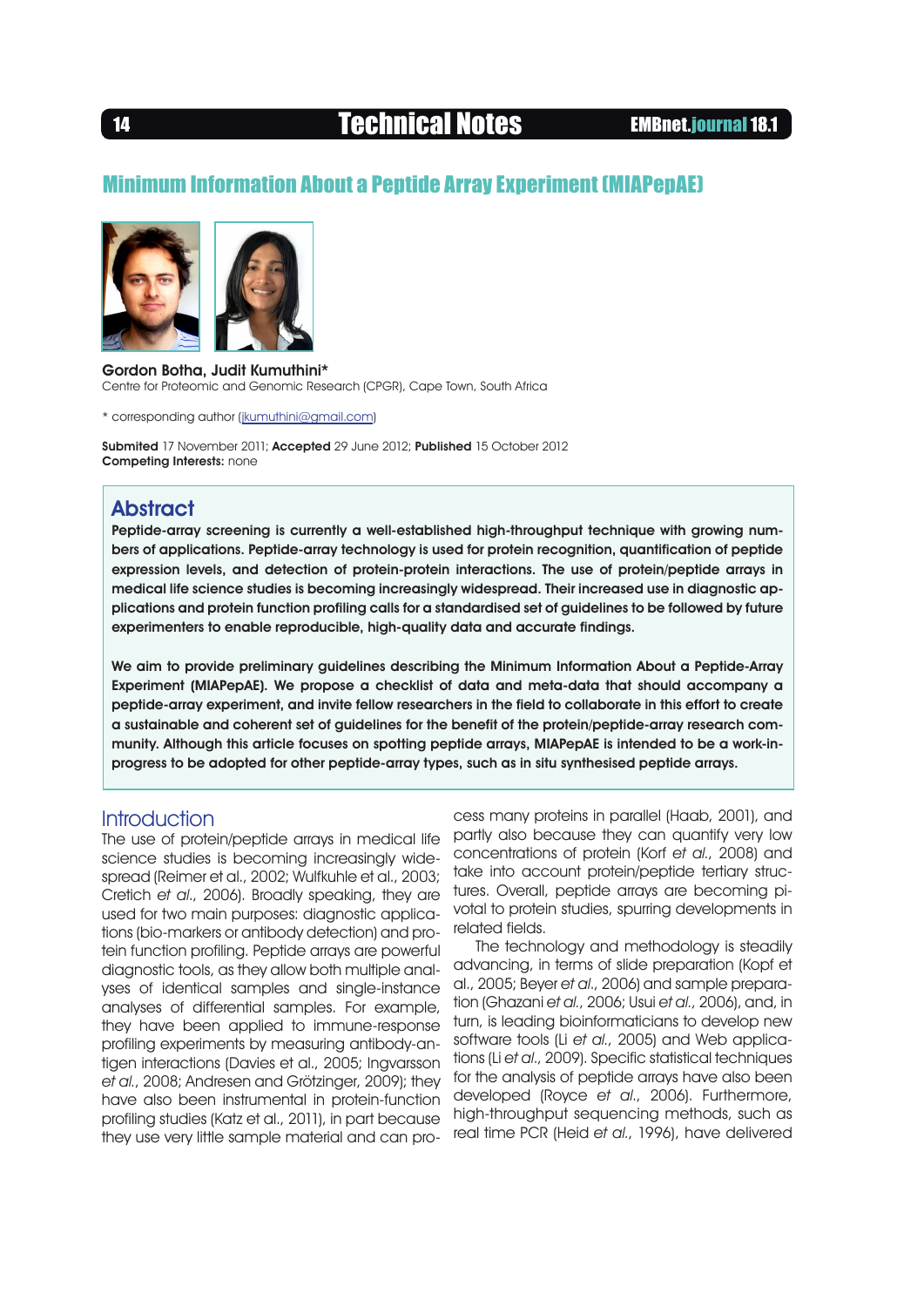# Minimum Information About a Peptide Array Experiment (MIAPepAE)

**Gordon Botha, Judit Kumuthini***
Centre for Proteomic and Genomic Research (CPGR), Cape Town, South Africa

* corresponding author (jkumuthini@gmail.com)

**Submited** 17 November 2011; **Accepted** 29 June 2012; **Published** 15 October 2012
**Competing Interests:** none

## Abstract

**Peptide-array screening is currently a well-established high-throughput technique with growing numbers of applications. Peptide-array technology is used for protein recognition, quantification of peptide expression levels, and detection of protein-protein interactions. The use of protein/peptide arrays in medical life science studies is becoming increasingly widespread. Their increased use in diagnostic applications and protein function profiling calls for a standardised set of guidelines to be followed by future experimenters to enable reproducible, high-quality data and accurate findings.**

**We aim to provide preliminary guidelines describing the Minimum Information About a Peptide-Array Experiment (MIAPepAE). We propose a checklist of data and meta-data that should accompany a peptide-array experiment, and invite fellow researchers in the field to collaborate in this effort to create a sustainable and coherent set of guidelines for the benefit of the protein/peptide-array research community. Although this article focuses on spotting peptide arrays, MIAPepAE is intended to be a work-in-progress to be adopted for other peptide-array types, such as in situ synthesised peptide arrays.**

## Introduction

The use of protein/peptide arrays in medical life science studies is becoming increasingly widespread (Reimer et al., 2002; Wulfkuhle et al., 2003; Cretich *et al.*, 2006). Broadly speaking, they are used for two main purposes: diagnostic applications (bio-markers or antibody detection) and protein function profiling. Peptide arrays are powerful diagnostic tools, as they allow both multiple analyses of identical samples and single-instance analyses of differential samples. For example, they have been applied to immune-response profiling experiments by measuring antibody-antigen interactions (Davies et al., 2005; Ingvarsson *et al.*, 2008; Andresen and Grötzinger, 2009); they have also been instrumental in protein-function profiling studies (Katz et al., 2011), in part because they use very little sample material and can process many proteins in parallel (Haab, 2001), and partly also because they can quantify very low concentrations of protein (Korf *et al.*, 2008) and take into account protein/peptide tertiary structures. Overall, peptide arrays are becoming pivotal to protein studies, spurring developments in related fields.

The technology and methodology is steadily advancing, in terms of slide preparation (Kopf et al., 2005; Beyer *et al.*, 2006) and sample preparation (Ghazani *et al.*, 2006; Usui *et al.*, 2006), and, in turn, is leading bioinformaticians to develop new software tools (Li *et al.*, 2005) and Web applications (Li *et al.*, 2009). Specific statistical techniques for the analysis of peptide arrays have also been developed (Royce *et al.*, 2006). Furthermore, high-throughput sequencing methods, such as real time PCR (Heid *et al.*, 1996), have delivered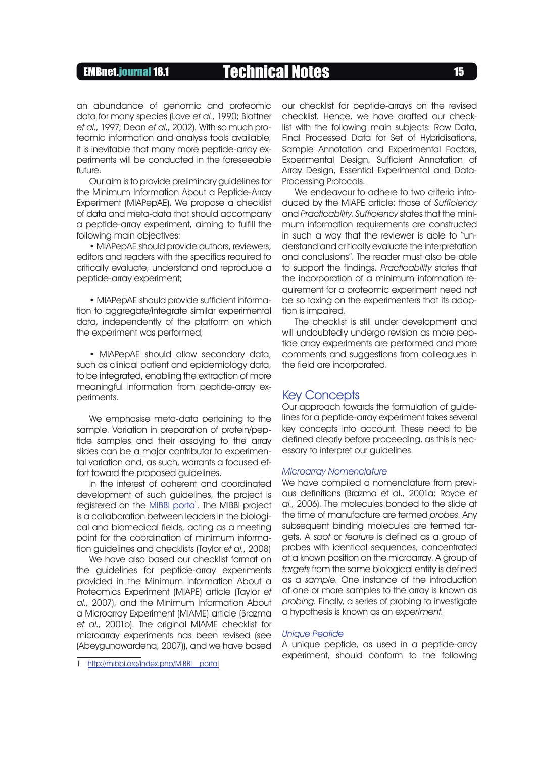an abundance of genomic and proteomic data for many species (Love *et al.*, 1990; Blattner *et al.*, 1997; Dean *et al.*, 2002). With so much proteomic information and analysis tools available, it is inevitable that many more peptide-array experiments will be conducted in the foreseeable future.

Our aim is to provide preliminary guidelines for the Minimum Information About a Peptide-Array Experiment (MIAPepAE). We propose a checklist of data and meta-data that should accompany a peptide-array experiment, aiming to fulfill the following main objectives:

- MIAPepAE should provide authors, reviewers, editors and readers with the specifics required to critically evaluate, understand and reproduce a peptide-array experiment;

- MIAPepAE should provide sufficient information to aggregate/integrate similar experimental data, independently of the platform on which the experiment was performed;

- MIAPepAE should allow secondary data, such as clinical patient and epidemiology data, to be integrated, enabling the extraction of more meaningful information from peptide-array experiments.

We emphasise meta-data pertaining to the sample. Variation in preparation of protein/peptide samples and their assaying to the array slides can be a major contributor to experimental variation and, as such, warrants a focused effort toward the proposed guidelines.

In the interest of coherent and coordinated development of such guidelines, the project is registered on the MIBBI porta[1]. The MIBBI project is a collaboration between leaders in the biological and biomedical fields, acting as a meeting point for the coordination of minimum information guidelines and checklists (Taylor *et al.*, 2008)

We have also based our checklist format on the guidelines for peptide-array experiments provided in the Minimum Information About a Proteomics Experiment (MIAPE) article (Taylor *et al.*, 2007), and the Minimum Information About a Microarray Experiment (MIAME) article (Brazma *et al.*, 2001b). The original MIAME checklist for microarray experiments has been revised (see (Abeygunawardena, 2007)), and we have based our checklist for peptide-arrays on the revised checklist. Hence, we have drafted our checklist with the following main subjects: Raw Data, Final Processed Data for Set of Hybridisations, Sample Annotation and Experimental Factors, Experimental Design, Sufficient Annotation of Array Design, Essential Experimental and Data-Processing Protocols.

We endeavour to adhere to two criteria introduced by the MIAPE article: those of *Sufficiency* and *Practicability*. *Sufficiency* states that the minimum information requirements are constructed in such a way that the reviewer is able to "understand and critically evaluate the interpretation and conclusions". The reader must also be able to support the findings. *Practicability* states that the incorporation of a minimum information requirement for a proteomic experiment need not be so taxing on the experimenters that its adoption is impaired.

The checklist is still under development and will undoubtedly undergo revision as more peptide array experiments are performed and more comments and suggestions from colleagues in the field are incorporated.

## Key Concepts

Our approach towards the formulation of guidelines for a peptide-array experiment takes several key concepts into account. These need to be defined clearly before proceeding, as this is necessary to interpret our guidelines.

### *Microarray Nomenclature*

We have compiled a nomenclature from previous definitions (Brazma et al., 2001a; Royce *et al.*, 2006). The molecules bonded to the slide at the time of manufacture are termed *probes*. Any subsequent binding molecules are termed *targets*. A *spot* or *feature* is defined as a group of probes with identical sequences, concentrated at a known position on the microarray. A group of *targets* from the same biological entity is defined as a *sample*. One instance of the introduction of one or more samples to the array is known as *probing*. Finally, a series of probing to investigate a hypothesis is known as an *experiment*.

### *Unique Peptide*

A unique peptide, as used in a peptide-array experiment, should conform to the following

1 http://mibbi.org/index.php/MIBBI_portal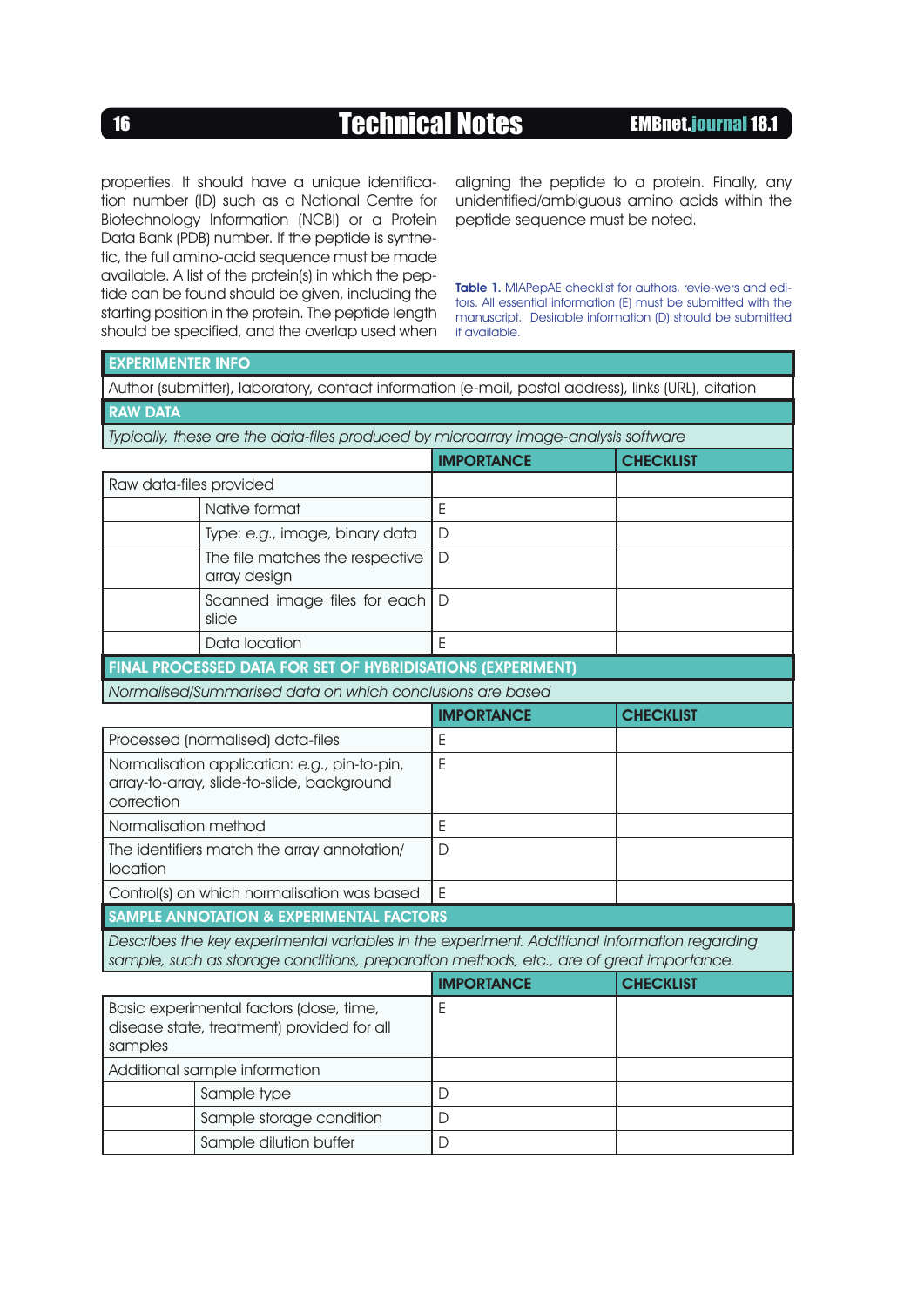properties. It should have a unique identification number (ID) such as a National Centre for Biotechnology Information (NCBI) or a Protein Data Bank (PDB) number. If the peptide is synthetic, the full amino-acid sequence must be made available. A list of the protein(s) in which the peptide can be found should be given, including the starting position in the protein. The peptide length should be specified, and the overlap used when aligning the peptide to a protein. Finally, any unidentified/ambiguous amino acids within the peptide sequence must be noted.

**Table 1.** MIAPepAE checklist for authors, revie-wers and editors. All essential information (E) must be submitted with the manuscript. Desirable information (D) should be submitted if available.

| **EXPERIMENTER INFO** | | | |
|---|---|---|---|
| Author (submitter), laboratory, contact information (e-mail, postal address), links (URL), citation | | | |
| **RAW DATA** | | | |
| *Typically, these are the data-files produced by microarray image-analysis software* | | | |
| | | **IMPORTANCE** | **CHECKLIST** |
| Raw data-files provided | | | |
| | Native format | E | |
| | Type: e.g., image, binary data | D | |
| | The file matches the respective array design | D | |
| | Scanned image files for each slide | D | |
| | Data location | E | |
| **FINAL PROCESSED DATA FOR SET OF HYBRIDISATIONS (EXPERIMENT)** | | | |
| *Normalised/Summarised data on which conclusions are based* | | | |
| | | **IMPORTANCE** | **CHECKLIST** |
| Processed (normalised) data-files | | E | |
| Normalisation application: e.g., pin-to-pin, array-to-array, slide-to-slide, background correction | | E | |
| Normalisation method | | E | |
| The identifiers match the array annotation/ location | | D | |
| Control(s) on which normalisation was based | | E | |
| **SAMPLE ANNOTATION & EXPERIMENTAL FACTORS** | | | |
| *Describes the key experimental variables in the experiment. Additional information regarding sample, such as storage conditions, preparation methods, etc., are of great importance.* | | | |
| | | **IMPORTANCE** | **CHECKLIST** |
| Basic experimental factors (dose, time, disease state, treatment) provided for all samples | | E | |
| Additional sample information | | | |
| | Sample type | D | |
| | Sample storage condition | D | |
| | Sample dilution buffer | D | |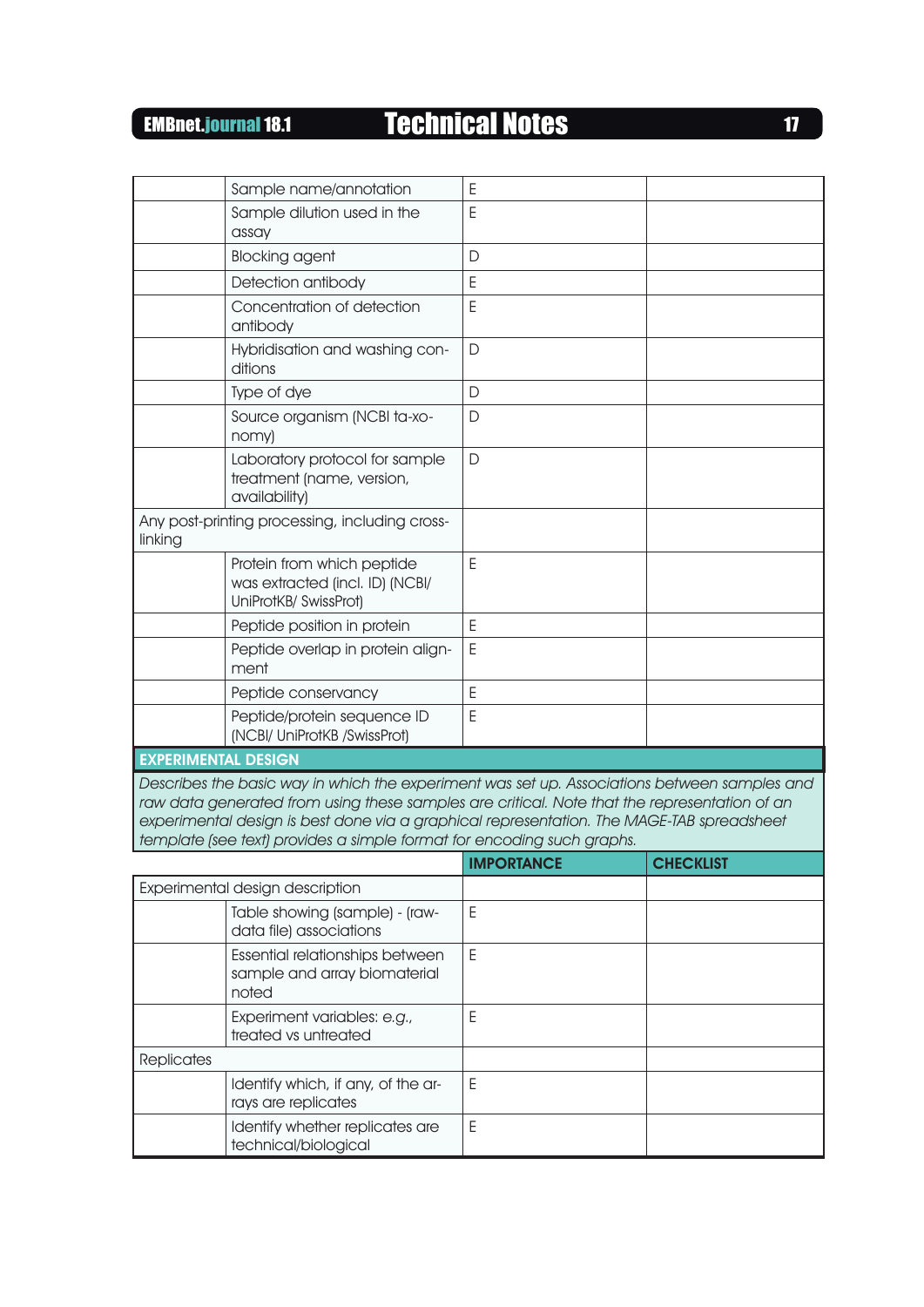| | | | |
|---|---|---|---|
| | Sample name/annotation | E | |
| | Sample dilution used in the assay | E | |
| | Blocking agent | D | |
| | Detection antibody | E | |
| | Concentration of detection antibody | E | |
| | Hybridisation and washing conditions | D | |
| | Type of dye | D | |
| | Source organism (NCBI taxonomy) | D | |
| | Laboratory protocol for sample treatment (name, version, availability) | D | |
| Any post-printing processing, including cross-linking | | | |
| | Protein from which peptide was extracted (incl. ID) (NCBI/ UniProtKB/ SwissProt) | E | |
| | Peptide position in protein | E | |
| | Peptide overlap in protein alignment | E | |
| | Peptide conservancy | E | |
| | Peptide/protein sequence ID (NCBI/ UniProtKB /SwissProt) | E | |

**EXPERIMENTAL DESIGN**

*Describes the basic way in which the experiment was set up. Associations between samples and raw data generated from using these samples are critical. Note that the representation of an experimental design is best done via a graphical representation. The MAGE-TAB spreadsheet template (see text) provides a simple format for encoding such graphs.*

| | | IMPORTANCE | CHECKLIST |
|---|---|---|---|
| Experimental design description | | | |
| | Table showing (sample) - (raw-data file) associations | E | |
| | Essential relationships between sample and array biomaterial noted | E | |
| | Experiment variables: e.g., treated vs untreated | E | |
| Replicates | | | |
| | Identify which, if any, of the arrays are replicates | E | |
| | Identify whether replicates are technical/biological | E | |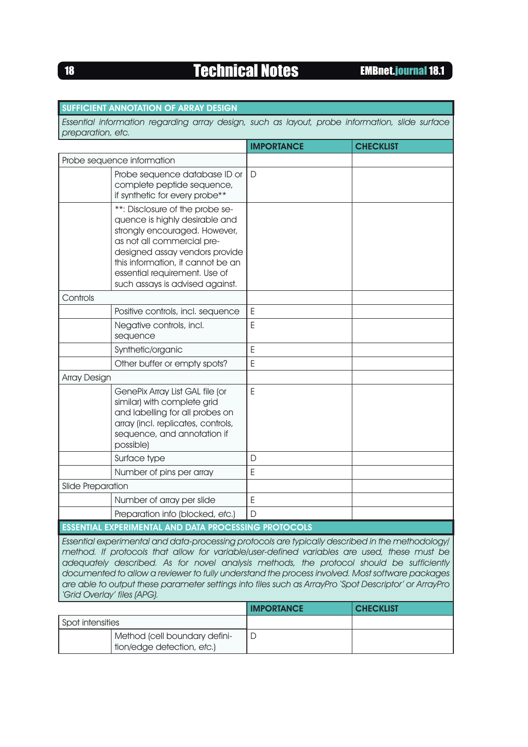| SUFFICIENT ANNOTATION OF ARRAY DESIGN | | | |
|---|---|---|---|
| *Essential information regarding array design, such as layout, probe information, slide surface preparation, etc.* | | | |
| | | **IMPORTANCE** | **CHECKLIST** |
| Probe sequence information | | | |
| | Probe sequence database ID or complete peptide sequence, if synthetic for every probe** | D | |
| | **: Disclosure of the probe sequence is highly desirable and strongly encouraged. However, as not all commercial pre-designed assay vendors provide this information, it cannot be an essential requirement. Use of such assays is advised against. | | |
| Controls | | | |
| | Positive controls, incl. sequence | E | |
| | Negative controls, incl. sequence | E | |
| | Synthetic/organic | E | |
| | Other buffer or empty spots? | E | |
| Array Design | | | |
| | GenePix Array List GAL file (or similar) with complete grid and labelling for all probes on array (incl. replicates, controls, sequence, and annotation if possible) | E | |
| | Surface type | D | |
| | Number of pins per array | E | |
| Slide Preparation | | | |
| | Number of array per slide | E | |
| | Preparation info (blocked, *etc.*) | D | |

| ESSENTIAL EXPERIMENTAL AND DATA PROCESSING PROTOCOLS | | | |
|---|---|---|---|
| *Essential experimental and data-processing protocols are typically described in the methodology/method. If protocols that allow for variable/user-defined variables are used, these must be adequately described. As for novel analysis methods, the protocol should be sufficiently documented to allow a reviewer to fully understand the process involved. Most software packages are able to output these parameter settings into files such as ArrayPro 'Spot Descriptor' or ArrayPro 'Grid Overlay' files (APG).* | | | |
| | | **IMPORTANCE** | **CHECKLIST** |
| Spot intensities | | | |
| | Method (cell boundary definition/edge detection, *etc.*) | D | |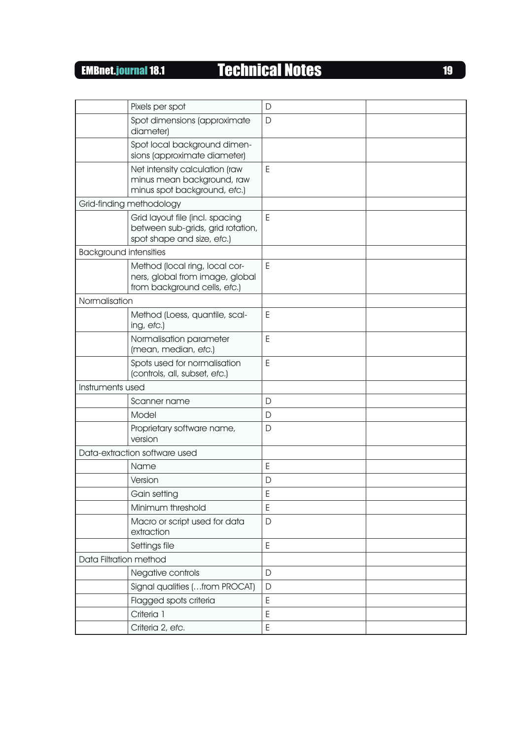| | | | |
|---|---|---|---|
| | Pixels per spot | D | |
| | Spot dimensions (approximate diameter) | D | |
| | Spot local background dimensions (approximate diameter) | | |
| | Net intensity calculation (raw minus mean background, raw minus spot background, *etc.*) | E | |
| Grid-finding methodology | | | |
| | Grid layout file (incl. spacing between sub-grids, grid rotation, spot shape and size, *etc.*) | E | |
| Background intensities | | | |
| | Method (local ring, local corners, global from image, global from background cells, *etc.*) | E | |
| Normalisation | | | |
| | Method (Loess, quantile, scaling, *etc.*) | E | |
| | Normalisation parameter (mean, median, *etc.*) | E | |
| | Spots used for normalisation (controls, all, subset, *etc.*) | E | |
| Instruments used | | | |
| | Scanner name | D | |
| | Model | D | |
| | Proprietary software name, version | D | |
| Data-extraction software used | | | |
| | Name | E | |
| | Version | D | |
| | Gain setting | E | |
| | Minimum threshold | E | |
| | Macro or script used for data extraction | D | |
| | Settings file | E | |
| Data Filtration method | | | |
| | Negative controls | D | |
| | Signal qualities (…from PROCAT) | D | |
| | Flagged spots criteria | E | |
| | Criteria 1 | E | |
| | Criteria 2, *etc.* | E | |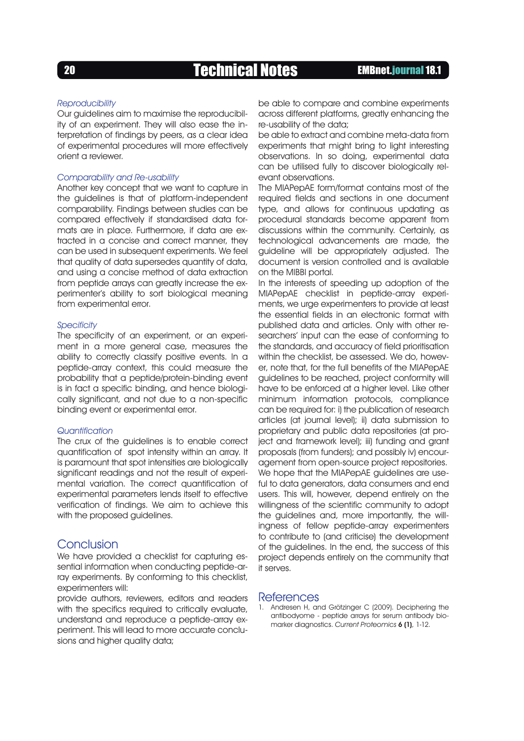*Reproducibility*

Our guidelines aim to maximise the reproducibility of an experiment. They will also ease the interpretation of findings by peers, as a clear idea of experimental procedures will more effectively orient a reviewer.

*Comparability and Re-usability*

Another key concept that we want to capture in the guidelines is that of platform-independent comparability. Findings between studies can be compared effectively if standardised data formats are in place. Furthermore, if data are extracted in a concise and correct manner, they can be used in subsequent experiments. We feel that quality of data supersedes quantity of data, and using a concise method of data extraction from peptide arrays can greatly increase the experimenter's ability to sort biological meaning from experimental error.

*Specificity*

The specificity of an experiment, or an experiment in a more general case, measures the ability to correctly classify positive events. In a peptide-array context, this could measure the probability that a peptide/protein-binding event is in fact a specific binding, and hence biologically significant, and not due to a non-specific binding event or experimental error.

*Quantification*

The crux of the guidelines is to enable correct quantification of spot intensity within an array. It is paramount that spot intensities are biologically significant readings and not the result of experimental variation. The correct quantification of experimental parameters lends itself to effective verification of findings. We aim to achieve this with the proposed guidelines.

## Conclusion

We have provided a checklist for capturing essential information when conducting peptide-array experiments. By conforming to this checklist, experimenters will:

provide authors, reviewers, editors and readers with the specifics required to critically evaluate, understand and reproduce a peptide-array experiment. This will lead to more accurate conclusions and higher quality data;

be able to compare and combine experiments across different platforms, greatly enhancing the re-usability of the data;

be able to extract and combine meta-data from experiments that might bring to light interesting observations. In so doing, experimental data can be utilised fully to discover biologically relevant observations.

The MIAPepAE form/format contains most of the required fields and sections in one document type, and allows for continuous updating as procedural standards become apparent from discussions within the community. Certainly, as technological advancements are made, the guideline will be appropriately adjusted. The document is version controlled and is available on the MIBBI portal.

In the interests of speeding up adoption of the MIAPepAE checklist in peptide-array experiments, we urge experimenters to provide at least the essential fields in an electronic format with published data and articles. Only with other researchers' input can the ease of conforming to the standards, and accuracy of field prioritisation within the checklist, be assessed. We do, however, note that, for the full benefits of the MIAPepAE guidelines to be reached, project conformity will have to be enforced at a higher level. Like other minimum information protocols, compliance can be required for: i) the publication of research articles (at journal level); ii) data submission to proprietary and public data repositories (at project and framework level); iii) funding and grant proposals (from funders); and possibly iv) encouragement from open-source project repositories.

We hope that the MIAPepAE guidelines are useful to data generators, data consumers and end users. This will, however, depend entirely on the willingness of the scientific community to adopt the guidelines and, more importantly, the willingness of fellow peptide-array experimenters to contribute to (and criticise) the development of the guidelines. In the end, the success of this project depends entirely on the community that it serves.

## References

1. Andresen H, and Grötzinger C (2009). Deciphering the antibodyome - peptide arrays for serum antibody biomarker diagnostics. *Current Proteomics* **6 (1)**, 1-12.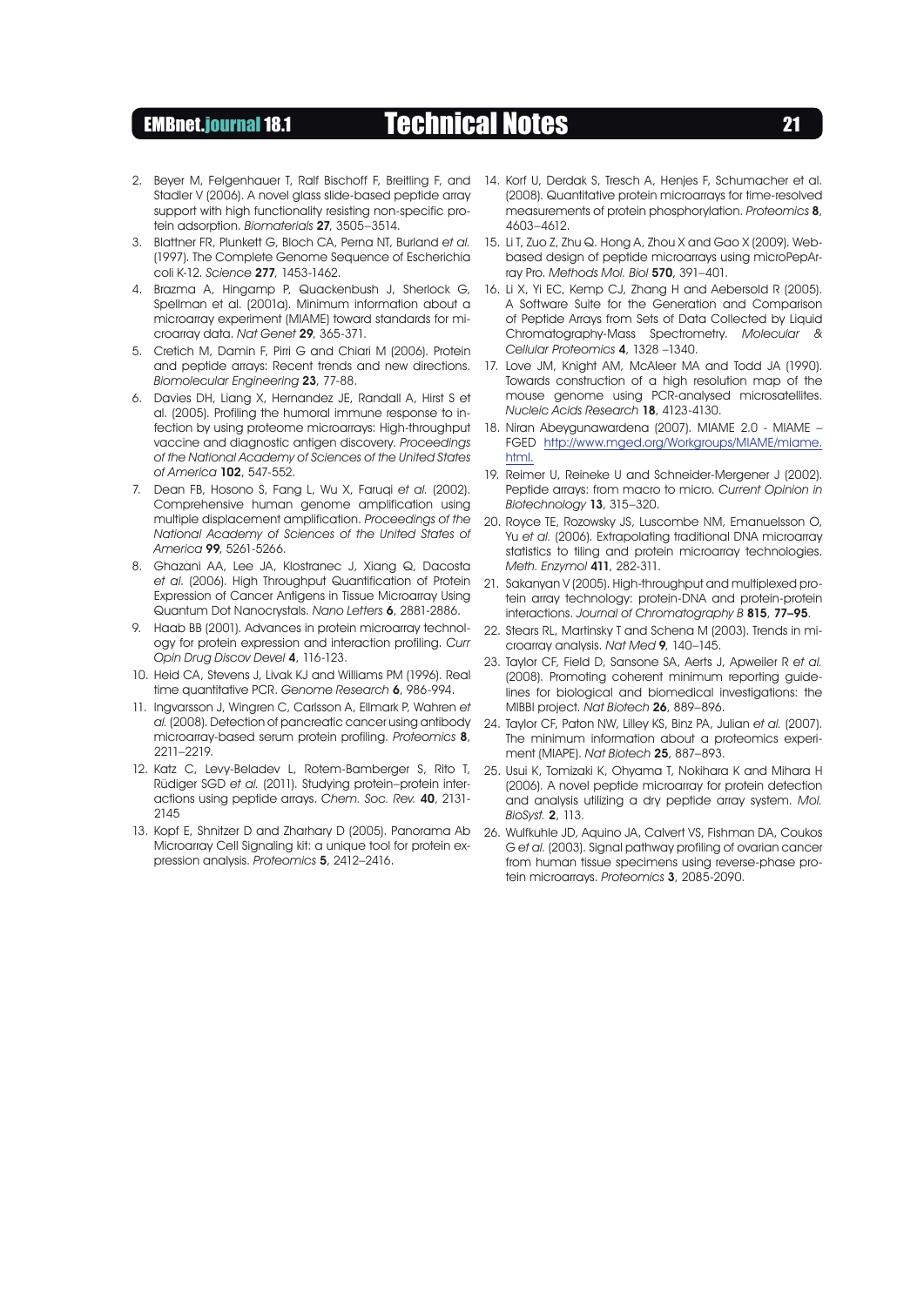2. Beyer M, Felgenhauer T, Ralf Bischoff F, Breitling F, and Stadler V (2006). A novel glass slide-based peptide array support with high functionality resisting non-specific protein adsorption. *Biomaterials* **27**, 3505–3514.
3. Blattner FR, Plunkett G, Bloch CA, Perna NT, Burland *et al.* (1997). The Complete Genome Sequence of Escherichia coli K-12. *Science* **277**, 1453-1462.
4. Brazma A, Hingamp P, Quackenbush J, Sherlock G, Spellman et al. (2001a). Minimum information about a microarray experiment (MIAME) toward standards for microarray data. *Nat Genet* **29**, 365-371.
5. Cretich M, Damin F, Pirri G and Chiari M (2006). Protein and peptide arrays: Recent trends and new directions. *Biomolecular Engineering* **23**, 77-88.
6. Davies DH, Liang X, Hernandez JE, Randall A, Hirst S et al. (2005). Profiling the humoral immune response to infection by using proteome microarrays: High-throughput vaccine and diagnostic antigen discovery. *Proceedings of the National Academy of Sciences of the United States of America* **102**, 547-552.
7. Dean FB, Hosono S, Fang L, Wu X, Faruqi *et al.* (2002). Comprehensive human genome amplification using multiple displacement amplification. *Proceedings of the National Academy of Sciences of the United States of America* **99**, 5261-5266.
8. Ghazani AA, Lee JA, Klostranec J, Xiang Q, Dacosta *et al.* (2006). High Throughput Quantification of Protein Expression of Cancer Antigens in Tissue Microarray Using Quantum Dot Nanocrystals. *Nano Letters* **6**, 2881-2886.
9. Haab BB (2001). Advances in protein microarray technology for protein expression and interaction profiling. *Curr Opin Drug Discov Devel* **4**, 116-123.
10. Heid CA, Stevens J, Livak KJ and Williams PM (1996). Real time quantitative PCR. *Genome Research* **6**, 986-994.
11. Ingvarsson J, Wingren C, Carlsson A, Ellmark P, Wahren *et al.* (2008). Detection of pancreatic cancer using antibody microarray-based serum protein profiling. *Proteomics* **8**, 2211–2219.
12. Katz C, Levy-Beladev L, Rotem-Bamberger S, Rito T, Rüdiger SGD *et al.* (2011). Studying protein–protein interactions using peptide arrays. *Chem. Soc. Rev.* **40**, 2131-2145
13. Kopf E, Shnitzer D and Zharhary D (2005). Panorama Ab Microarray Cell Signaling kit: a unique tool for protein expression analysis. *Proteomics* **5**, 2412–2416.
14. Korf U, Derdak S, Tresch A, Henjes F, Schumacher et al. (2008). Quantitative protein microarrays for time-resolved measurements of protein phosphorylation. *Proteomics* **8**, 4603–4612.
15. Li T, Zuo Z, Zhu Q. Hong A, Zhou X and Gao X (2009). Web-based design of peptide microarrays using microPepArray Pro. *Methods Mol. Biol* **570**, 391–401.
16. Li X, Yi EC, Kemp CJ, Zhang H and Aebersold R (2005). A Software Suite for the Generation and Comparison of Peptide Arrays from Sets of Data Collected by Liquid Chromatography-Mass Spectrometry. *Molecular & Cellular Proteomics* **4**, 1328 –1340.
17. Love JM, Knight AM, McAleer MA and Todd JA (1990). Towards construction of a high resolution map of the mouse genome using PCR-analysed microsatellites. *Nucleic Acids Research* **18**, 4123-4130.
18. Niran Abeygunawardena (2007). MIAME 2.0 - MIAME – FGED http://www.mged.org/Workgroups/MIAME/miame.html.
19. Reimer U, Reineke U and Schneider-Mergener J (2002). Peptide arrays: from macro to micro. *Current Opinion in Biotechnology* **13**, 315–320.
20. Royce TE, Rozowsky JS, Luscombe NM, Emanuelsson O, Yu *et al.* (2006). Extrapolating traditional DNA microarray statistics to tiling and protein microarray technologies. *Meth. Enzymol* **411**, 282-311.
21. Sakanyan V (2005). High-throughput and multiplexed protein array technology: protein-DNA and protein-protein interactions. *Journal of Chromatography B* **815**, **77–95**.
22. Stears RL, Martinsky T and Schena M (2003). Trends in microarray analysis. *Nat Med* **9**, 140–145.
23. Taylor CF, Field D, Sansone SA, Aerts J, Apweiler R *et al.* (2008). Promoting coherent minimum reporting guidelines for biological and biomedical investigations: the MIBBI project. *Nat Biotech* **26**, 889–896.
24. Taylor CF, Paton NW, Lilley KS, Binz PA, Julian *et al.* (2007). The minimum information about a proteomics experiment (MIAPE). *Nat Biotech* **25**, 887–893.
25. Usui K, Tomizaki K, Ohyama T, Nokihara K and Mihara H (2006). A novel peptide microarray for protein detection and analysis utilizing a dry peptide array system. *Mol. BioSyst.* **2**, 113.
26. Wulfkuhle JD, Aquino JA, Calvert VS, Fishman DA, Coukos G *et al.* (2003). Signal pathway profiling of ovarian cancer from human tissue specimens using reverse-phase protein microarrays. *Proteomics* **3**, 2085-2090.